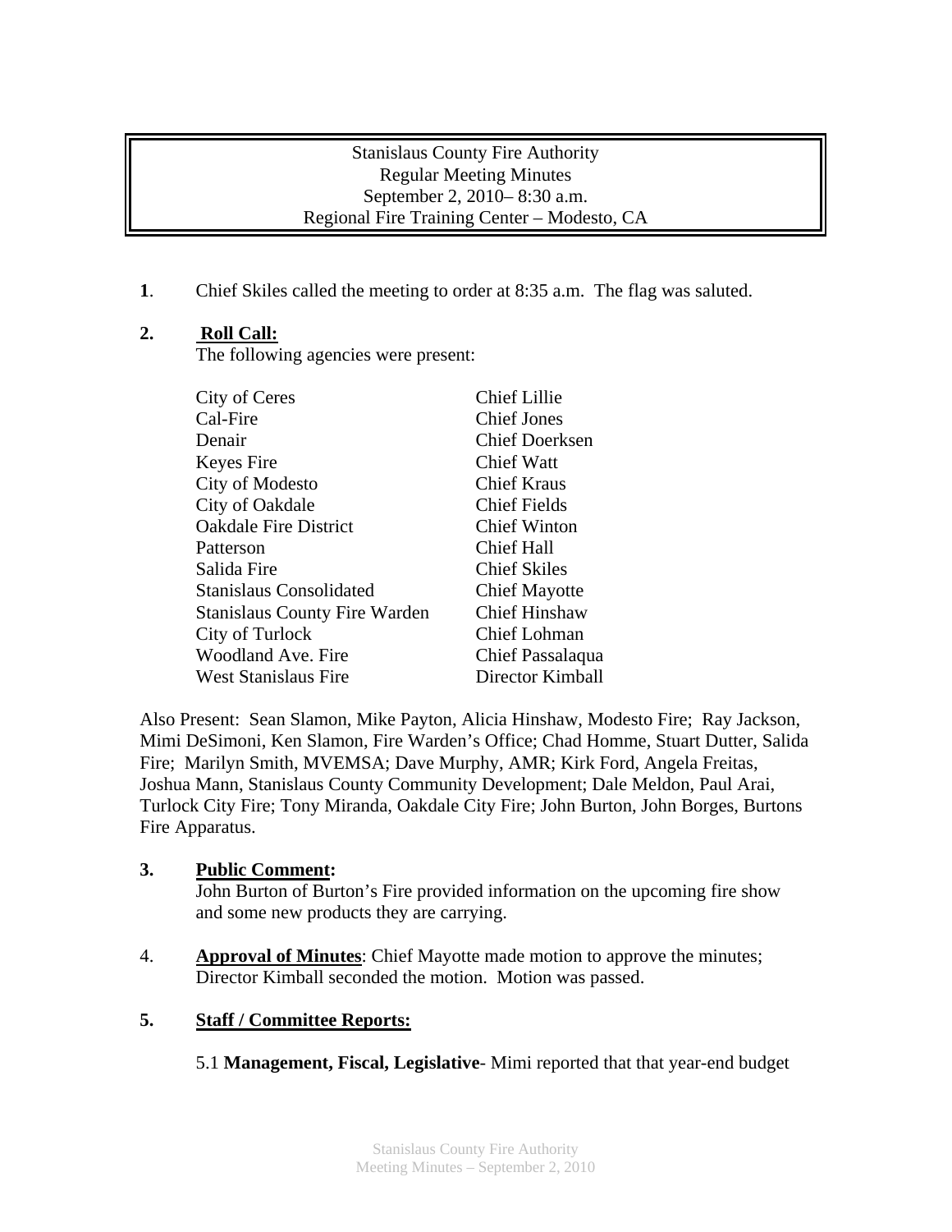Stanislaus County Fire Authority
Regular Meeting Minutes
September 2, 2010– 8:30 a.m.
Regional Fire Training Center – Modesto, CA

**1**. Chief Skiles called the meeting to order at 8:35 a.m. The flag was saluted.

**2. Roll Call:**

The following agencies were present:

| | |
|---|---|
| City of Ceres | Chief Lillie |
| Cal-Fire | Chief Jones |
| Denair | Chief Doerksen |
| Keyes Fire | Chief Watt |
| City of Modesto | Chief Kraus |
| City of Oakdale | Chief Fields |
| Oakdale Fire District | Chief Winton |
| Patterson | Chief Hall |
| Salida Fire | Chief Skiles |
| Stanislaus Consolidated | Chief Mayotte |
| Stanislaus County Fire Warden | Chief Hinshaw |
| City of Turlock | Chief Lohman |
| Woodland Ave. Fire | Chief Passalaqua |
| West Stanislaus Fire | Director Kimball |

Also Present: Sean Slamon, Mike Payton, Alicia Hinshaw, Modesto Fire; Ray Jackson, Mimi DeSimoni, Ken Slamon, Fire Warden's Office; Chad Homme, Stuart Dutter, Salida Fire; Marilyn Smith, MVEMSA; Dave Murphy, AMR; Kirk Ford, Angela Freitas, Joshua Mann, Stanislaus County Community Development; Dale Meldon, Paul Arai, Turlock City Fire; Tony Miranda, Oakdale City Fire; John Burton, John Borges, Burtons Fire Apparatus.

**3. Public Comment:**

John Burton of Burton's Fire provided information on the upcoming fire show and some new products they are carrying.

4. **Approval of Minutes**: Chief Mayotte made motion to approve the minutes; Director Kimball seconded the motion. Motion was passed.

**5. Staff / Committee Reports:**

5.1 **Management, Fiscal, Legislative**- Mimi reported that that year-end budget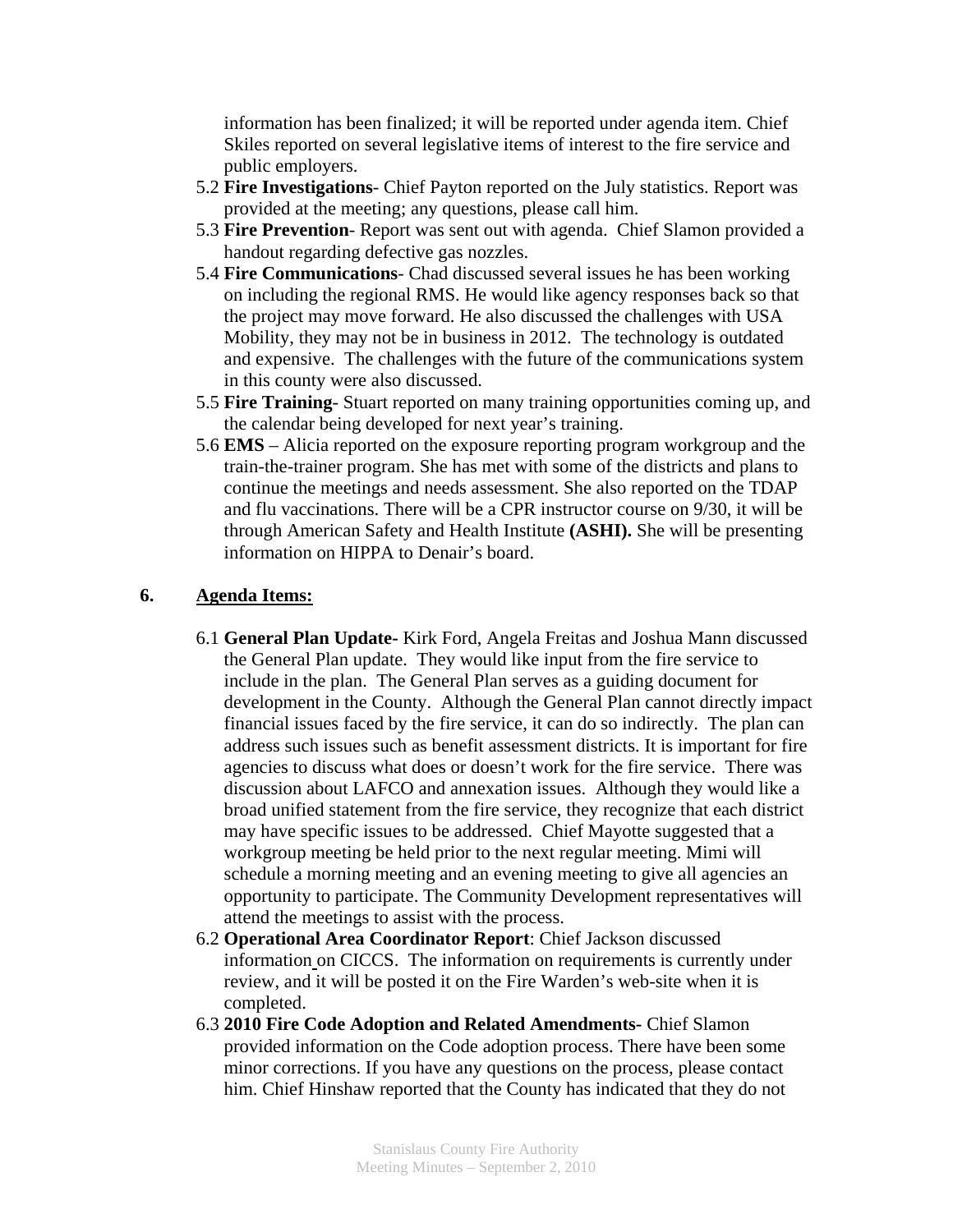information has been finalized; it will be reported under agenda item. Chief Skiles reported on several legislative items of interest to the fire service and public employers.

5.2 **Fire Investigations**- Chief Payton reported on the July statistics. Report was provided at the meeting; any questions, please call him.

5.3 **Fire Prevention**- Report was sent out with agenda. Chief Slamon provided a handout regarding defective gas nozzles.

5.4 **Fire Communications**- Chad discussed several issues he has been working on including the regional RMS. He would like agency responses back so that the project may move forward. He also discussed the challenges with USA Mobility, they may not be in business in 2012. The technology is outdated and expensive. The challenges with the future of the communications system in this county were also discussed.

5.5 **Fire Training**- Stuart reported on many training opportunities coming up, and the calendar being developed for next year's training.

5.6 **EMS** – Alicia reported on the exposure reporting program workgroup and the train-the-trainer program. She has met with some of the districts and plans to continue the meetings and needs assessment. She also reported on the TDAP and flu vaccinations. There will be a CPR instructor course on 9/30, it will be through American Safety and Health Institute **(ASHI).** She will be presenting information on HIPPA to Denair's board.

## 6. Agenda Items:

6.1 **General Plan Update-** Kirk Ford, Angela Freitas and Joshua Mann discussed the General Plan update. They would like input from the fire service to include in the plan. The General Plan serves as a guiding document for development in the County. Although the General Plan cannot directly impact financial issues faced by the fire service, it can do so indirectly. The plan can address such issues such as benefit assessment districts. It is important for fire agencies to discuss what does or doesn't work for the fire service. There was discussion about LAFCO and annexation issues. Although they would like a broad unified statement from the fire service, they recognize that each district may have specific issues to be addressed. Chief Mayotte suggested that a workgroup meeting be held prior to the next regular meeting. Mimi will schedule a morning meeting and an evening meeting to give all agencies an opportunity to participate. The Community Development representatives will attend the meetings to assist with the process.

6.2 **Operational Area Coordinator Report**: Chief Jackson discussed information on CICCS. The information on requirements is currently under review, and it will be posted it on the Fire Warden's web-site when it is completed.

6.3 **2010 Fire Code Adoption and Related Amendments-** Chief Slamon provided information on the Code adoption process. There have been some minor corrections. If you have any questions on the process, please contact him. Chief Hinshaw reported that the County has indicated that they do not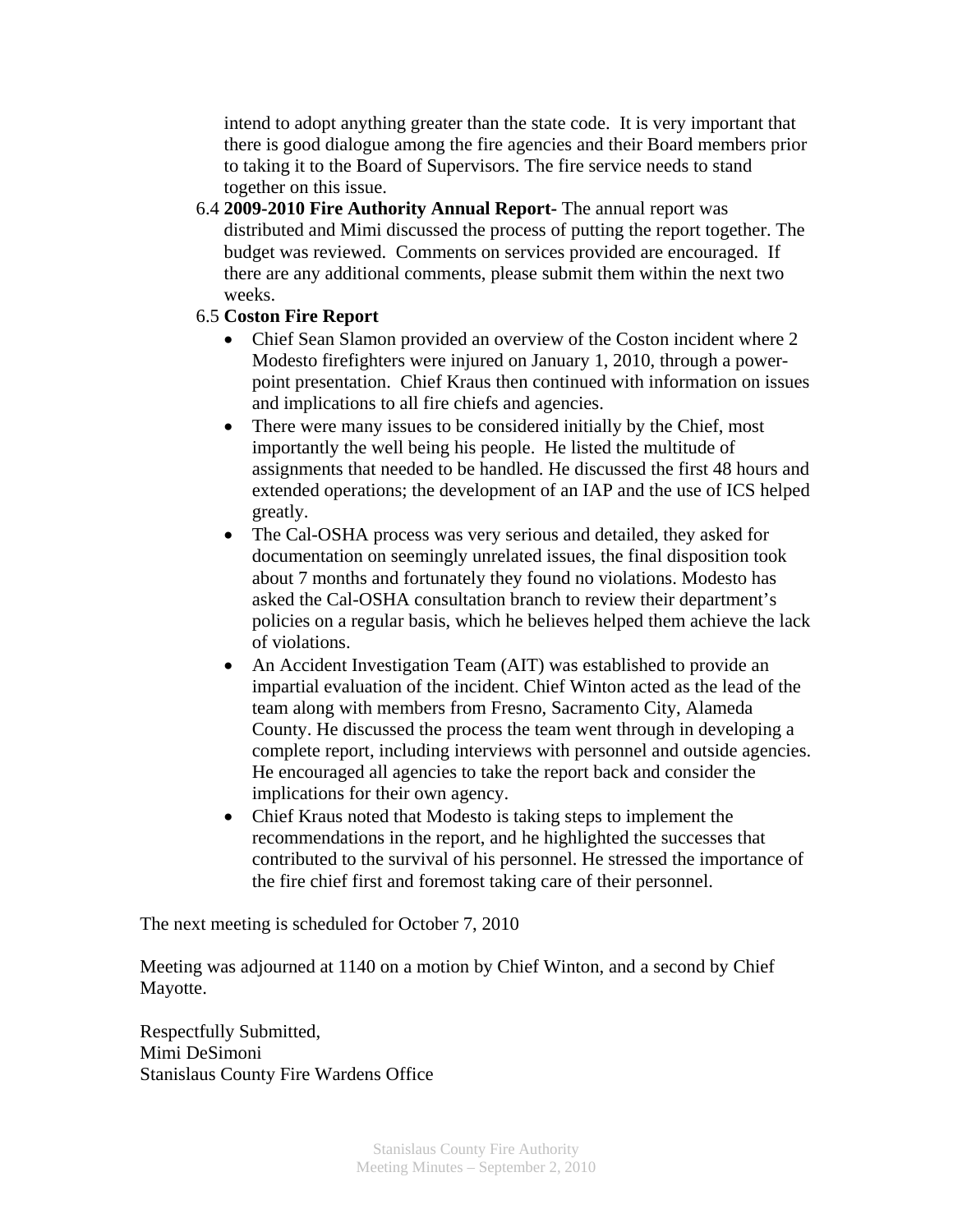intend to adopt anything greater than the state code. It is very important that there is good dialogue among the fire agencies and their Board members prior to taking it to the Board of Supervisors. The fire service needs to stand together on this issue.

6.4 **2009-2010 Fire Authority Annual Report-** The annual report was distributed and Mimi discussed the process of putting the report together. The budget was reviewed. Comments on services provided are encouraged. If there are any additional comments, please submit them within the next two weeks.

6.5 **Coston Fire Report**

- Chief Sean Slamon provided an overview of the Coston incident where 2 Modesto firefighters were injured on January 1, 2010, through a power-point presentation. Chief Kraus then continued with information on issues and implications to all fire chiefs and agencies.
- There were many issues to be considered initially by the Chief, most importantly the well being his people. He listed the multitude of assignments that needed to be handled. He discussed the first 48 hours and extended operations; the development of an IAP and the use of ICS helped greatly.
- The Cal-OSHA process was very serious and detailed, they asked for documentation on seemingly unrelated issues, the final disposition took about 7 months and fortunately they found no violations. Modesto has asked the Cal-OSHA consultation branch to review their department's policies on a regular basis, which he believes helped them achieve the lack of violations.
- An Accident Investigation Team (AIT) was established to provide an impartial evaluation of the incident. Chief Winton acted as the lead of the team along with members from Fresno, Sacramento City, Alameda County. He discussed the process the team went through in developing a complete report, including interviews with personnel and outside agencies. He encouraged all agencies to take the report back and consider the implications for their own agency.
- Chief Kraus noted that Modesto is taking steps to implement the recommendations in the report, and he highlighted the successes that contributed to the survival of his personnel. He stressed the importance of the fire chief first and foremost taking care of their personnel.

The next meeting is scheduled for October 7, 2010

Meeting was adjourned at 1140 on a motion by Chief Winton, and a second by Chief Mayotte.

Respectfully Submitted,
Mimi DeSimoni
Stanislaus County Fire Wardens Office